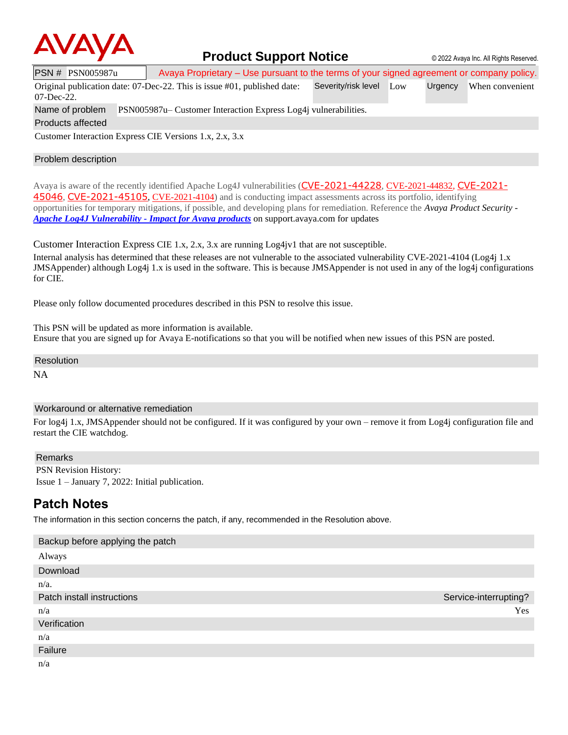AVAYA

# Product Support Notice

© 2022 Avaya Inc. All Rights Reserved.

| PSN # | PSN005987u | Avaya Proprietary – Use pursuant to the terms of your signed agreement or company policy. | | | |
|---|---|---|---|---|---|
| Original publication date: 07-Dec-22. This is issue #01, published date: 07-Dec-22. | | Severity/risk level | Low | Urgency | When convenient |
| Name of problem | PSN005987u– Customer Interaction Express Log4j vulnerabilities. | | | | |

**Products affected**

Customer Interaction Express CIE Versions 1.x, 2.x, 3.x

**Problem description**

Avaya is aware of the recently identified Apache Log4J vulnerabilities (CVE-2021-44228, CVE-2021-44832, CVE-2021-45046, CVE-2021-45105, CVE-2021-4104) and is conducting impact assessments across its portfolio, identifying opportunities for temporary mitigations, if possible, and developing plans for remediation. Reference the *Avaya Product Security -* ***Apache Log4J Vulnerability - Impact for Avaya products*** on support.avaya.com for updates

Customer Interaction Express CIE 1.x, 2.x, 3.x are running Log4jv1 that are not susceptible.

Internal analysis has determined that these releases are not vulnerable to the associated vulnerability CVE-2021-4104 (Log4j 1.x JMSAppender) although Log4j 1.x is used in the software. This is because JMSAppender is not used in any of the log4j configurations for CIE.

Please only follow documented procedures described in this PSN to resolve this issue.

This PSN will be updated as more information is available.
Ensure that you are signed up for Avaya E-notifications so that you will be notified when new issues of this PSN are posted.

**Resolution**

NA

**Workaround or alternative remediation**

For log4j 1.x, JMSAppender should not be configured. If it was configured by your own – remove it from Log4j configuration file and restart the CIE watchdog.

**Remarks**

PSN Revision History:
Issue 1 – January 7, 2022: Initial publication.

## Patch Notes

The information in this section concerns the patch, if any, recommended in the Resolution above.

**Backup before applying the patch**

Always

**Download**

n/a.

| Patch install instructions | Service-interrupting? |
|---|---|
| n/a | Yes |

**Verification**

n/a

**Failure**

n/a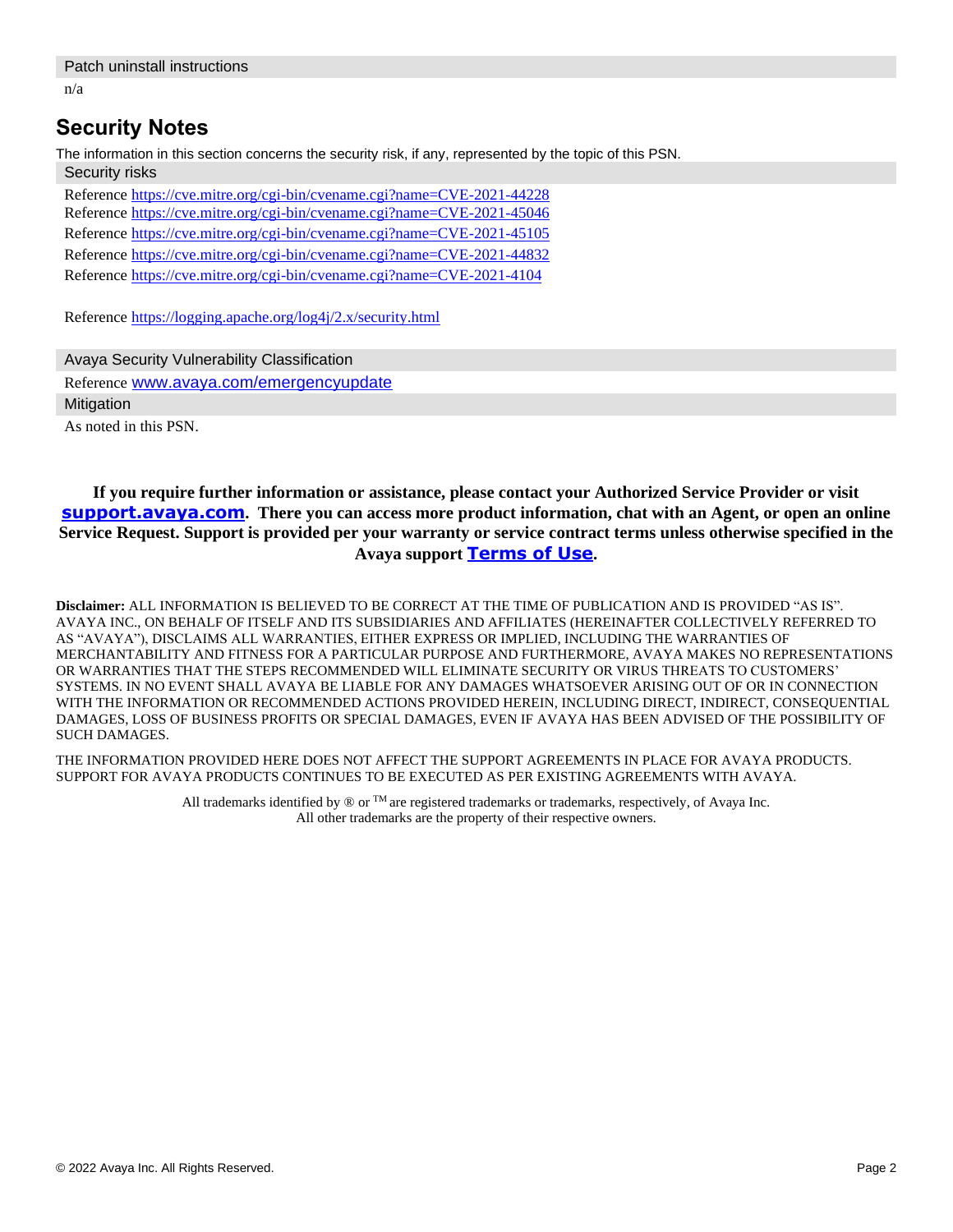### Patch uninstall instructions

n/a

## Security Notes

The information in this section concerns the security risk, if any, represented by the topic of this PSN.

### Security risks

Reference https://cve.mitre.org/cgi-bin/cvename.cgi?name=CVE-2021-44228
Reference https://cve.mitre.org/cgi-bin/cvename.cgi?name=CVE-2021-45046
Reference https://cve.mitre.org/cgi-bin/cvename.cgi?name=CVE-2021-45105
Reference https://cve.mitre.org/cgi-bin/cvename.cgi?name=CVE-2021-44832
Reference https://cve.mitre.org/cgi-bin/cvename.cgi?name=CVE-2021-4104

Reference https://logging.apache.org/log4j/2.x/security.html

### Avaya Security Vulnerability Classification

Reference www.avaya.com/emergencyupdate

### Mitigation

As noted in this PSN.

**If you require further information or assistance, please contact your Authorized Service Provider or visit support.avaya.com. There you can access more product information, chat with an Agent, or open an online Service Request. Support is provided per your warranty or service contract terms unless otherwise specified in the Avaya support Terms of Use.**

**Disclaimer:** ALL INFORMATION IS BELIEVED TO BE CORRECT AT THE TIME OF PUBLICATION AND IS PROVIDED "AS IS". AVAYA INC., ON BEHALF OF ITSELF AND ITS SUBSIDIARIES AND AFFILIATES (HEREINAFTER COLLECTIVELY REFERRED TO AS "AVAYA"), DISCLAIMS ALL WARRANTIES, EITHER EXPRESS OR IMPLIED, INCLUDING THE WARRANTIES OF MERCHANTABILITY AND FITNESS FOR A PARTICULAR PURPOSE AND FURTHERMORE, AVAYA MAKES NO REPRESENTATIONS OR WARRANTIES THAT THE STEPS RECOMMENDED WILL ELIMINATE SECURITY OR VIRUS THREATS TO CUSTOMERS' SYSTEMS. IN NO EVENT SHALL AVAYA BE LIABLE FOR ANY DAMAGES WHATSOEVER ARISING OUT OF OR IN CONNECTION WITH THE INFORMATION OR RECOMMENDED ACTIONS PROVIDED HEREIN, INCLUDING DIRECT, INDIRECT, CONSEQUENTIAL DAMAGES, LOSS OF BUSINESS PROFITS OR SPECIAL DAMAGES, EVEN IF AVAYA HAS BEEN ADVISED OF THE POSSIBILITY OF SUCH DAMAGES.

THE INFORMATION PROVIDED HERE DOES NOT AFFECT THE SUPPORT AGREEMENTS IN PLACE FOR AVAYA PRODUCTS. SUPPORT FOR AVAYA PRODUCTS CONTINUES TO BE EXECUTED AS PER EXISTING AGREEMENTS WITH AVAYA.

All trademarks identified by ® or ™ are registered trademarks or trademarks, respectively, of Avaya Inc.
All other trademarks are the property of their respective owners.

© 2022 Avaya Inc. All Rights Reserved.